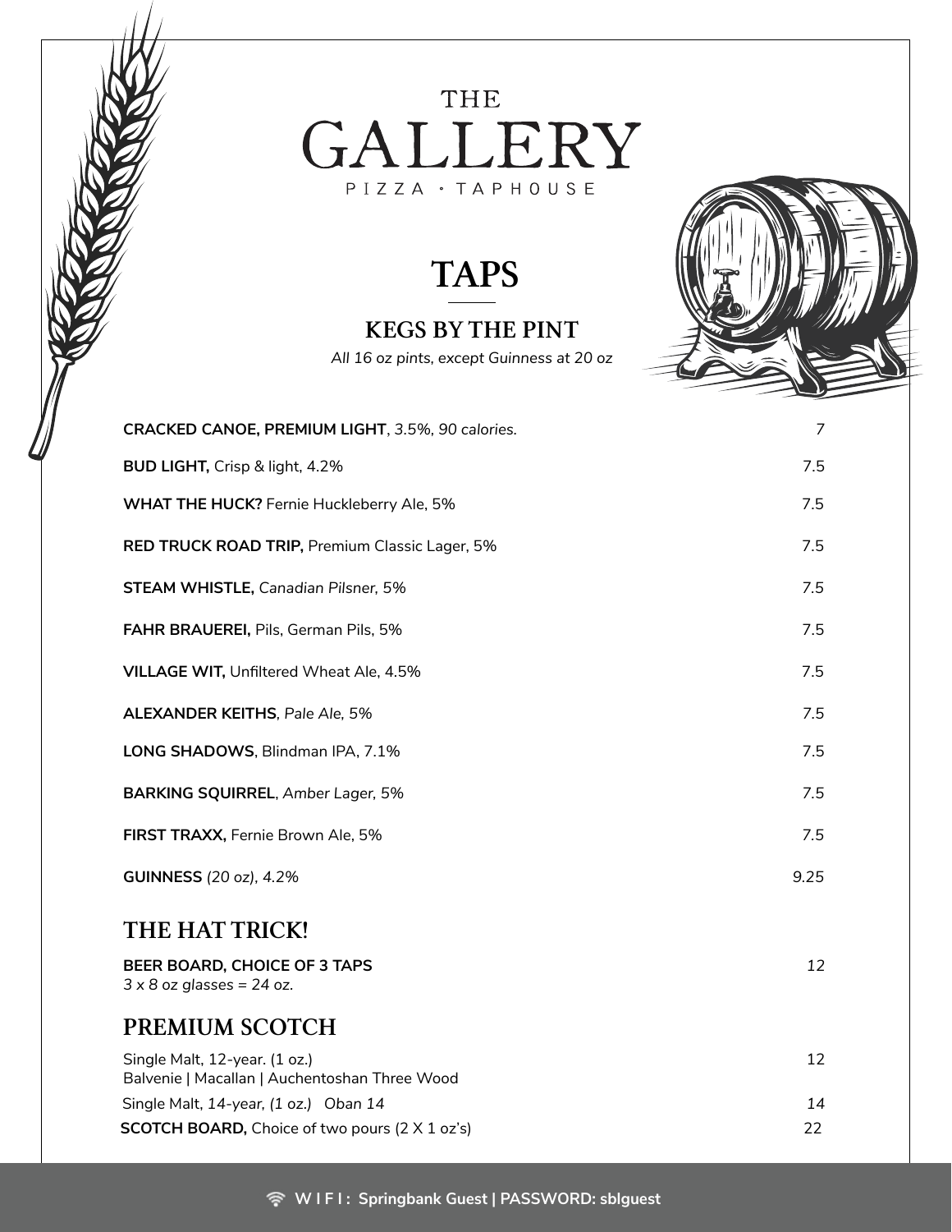# THE GALLERY

PIZZA · TAPHOUSE

## TAPS

### KEGS BY THE PINT

*All 16 oz pints, except Guinness at 20 oz*

| Item | Price |
|---|---|
| **CRACKED CANOE, PREMIUM LIGHT**, *3.5%, 90 calories.* | *7* |
| **BUD LIGHT,** Crisp & light, 4.2% | 7.5 |
| **WHAT THE HUCK?** Fernie Huckleberry Ale, 5% | 7.5 |
| **RED TRUCK ROAD TRIP,** Premium Classic Lager, 5% | 7.5 |
| **STEAM WHISTLE,** *Canadian Pilsner, 5%* | *7.5* |
| **FAHR BRAUEREI,** Pils, German Pils, 5% | 7.5 |
| **VILLAGE WIT,** Unfiltered Wheat Ale, 4.5% | 7.5 |
| **ALEXANDER KEITHS**, *Pale Ale, 5%* | *7.5* |
| **LONG SHADOWS**, Blindman IPA, 7.1% | 7.5 |
| **BARKING SQUIRREL**, *Amber Lager, 5%* | *7.5* |
| **FIRST TRAXX,** Fernie Brown Ale, 5% | *7.5* |
| **GUINNESS** *(20 oz), 4.2%* | *9.25* |

### THE HAT TRICK!

| Item | Price |
|---|---|
| **BEER BOARD, CHOICE OF 3 TAPS**<br>*3 x 8 oz glasses = 24 oz.* | *12* |

### PREMIUM SCOTCH

| Item | Price |
|---|---|
| Single Malt, 12-year. (1 oz.)<br>Balvenie \| Macallan \| Auchentoshan Three Wood | 12 |
| Single Malt, *14-year, (1 oz.) Oban 14* | *14* |
| **SCOTCH BOARD,** Choice of two pours (2 X 1 oz's) | 22 |

**WIFI: Springbank Guest | PASSWORD: sblguest**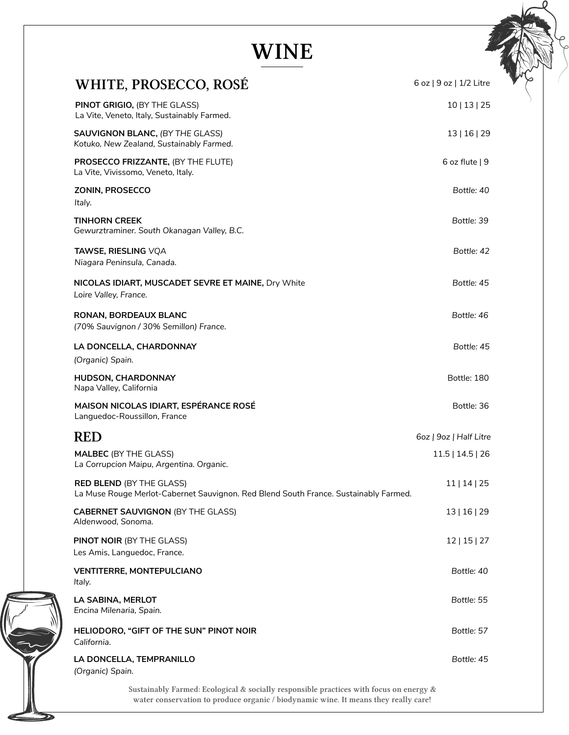# WINE

## WHITE, PROSECCO, ROSÉ

6 oz | 9 oz | 1/2 Litre

**PINOT GRIGIO,** (BY THE GLASS) — 10 | 13 | 25
La Vite, Veneto, Italy, Sustainably Farmed.

**SAUVIGNON BLANC,** *(BY THE GLASS)* — 13 | 16 | 29
*Kotuko, New Zealand, Sustainably Farmed.*

**PROSECCO FRIZZANTE,** (BY THE FLUTE) — 6 oz flute | 9
La Vite, Vivissomo, Veneto, Italy.

**ZONIN, PROSECCO** — *Bottle: 40*
*Italy.*

**TINHORN CREEK** — *Bottle: 39*
*Gewurztraminer. South Okanagan Valley, B.C.*

**TAWSE, RIESLING** VQA — *Bottle: 42*
*Niagara Peninsula, Canada.*

**NICOLAS IDIART, MUSCADET SEVRE ET MAINE,** Dry White — *Bottle: 45*
*Loire Valley, France.*

**RONAN, BORDEAUX BLANC** — *Bottle: 46*
*(70% Sauvignon / 30% Semillon) France.*

**LA DONCELLA, CHARDONNAY** — *Bottle: 45*
*(Organic) Spain.*

**HUDSON, CHARDONNAY** — Bottle: 180
Napa Valley, California

**MAISON NICOLAS IDIART, ESPÉRANCE ROSÉ** — Bottle: 36
Languedoc-Roussillon, France

## RED

*6oz | 9oz | Half Litre*

**MALBEC** (BY THE GLASS) — 11.5 | 14.5 | 26
*La Corrupcion Maipu, Argentina. Organic.*

**RED BLEND** (BY THE GLASS) — 11 | 14 | 25
La Muse Rouge Merlot-Cabernet Sauvignon. Red Blend South France. Sustainably Farmed.

**CABERNET SAUVIGNON** (BY THE GLASS) — 13 | 16 | 29
*Aldenwood, Sonoma.*

**PINOT NOIR** (BY THE GLASS) — 12 | 15 | 27
Les Amis, Languedoc, France.

**VENTITERRE, MONTEPULCIANO** — *Bottle: 40*
*Italy.*

**LA SABINA, MERLOT** — *Bottle: 55*
*Encina Milenaria, Spain.*

**HELIODORO, "GIFT OF THE SUN" PINOT NOIR** — *Bottle: 57*
*California.*

**LA DONCELLA, TEMPRANILLO** — *Bottle: 45*
*(Organic) Spain.*

Sustainably Farmed: Ecological & socially responsible practices with focus on energy & water conservation to produce organic / biodynamic wine. It means they really care!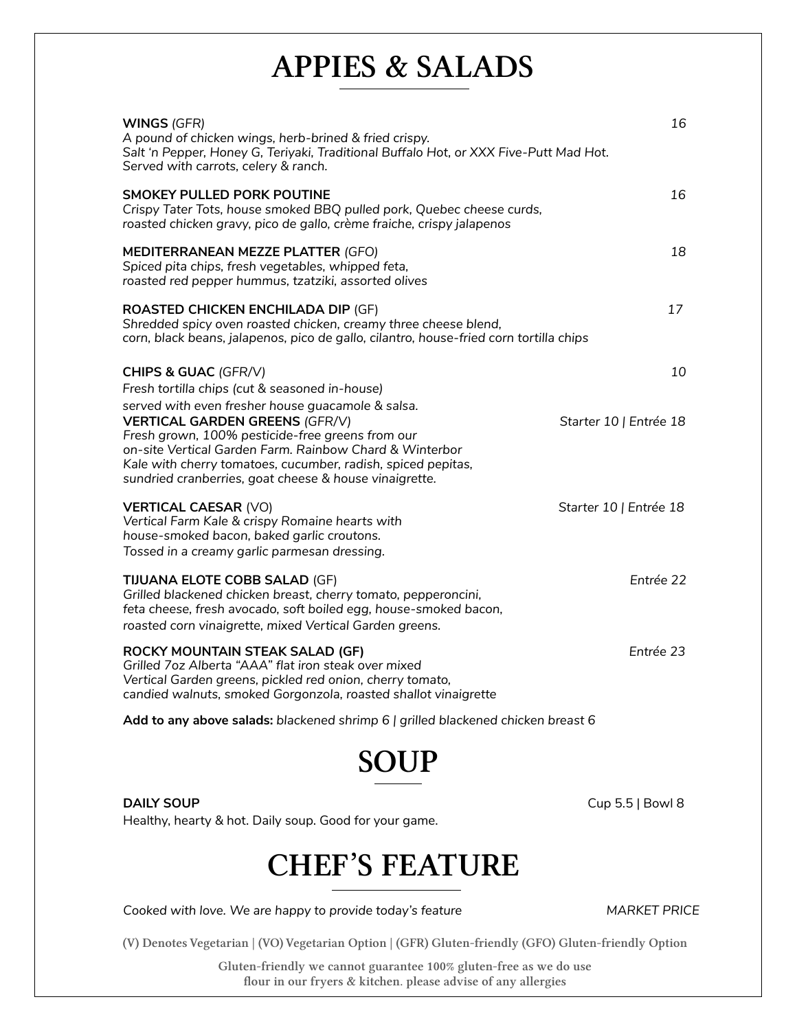# APPIES & SALADS

**WINGS** *(GFR)* — *16*
*A pound of chicken wings, herb-brined & fried crispy.*
*Salt 'n Pepper, Honey G, Teriyaki, Traditional Buffalo Hot, or XXX Five-Putt Mad Hot.*
*Served with carrots, celery & ranch.*

**SMOKEY PULLED PORK POUTINE** — *16*
*Crispy Tater Tots, house smoked BBQ pulled pork, Quebec cheese curds,*
*roasted chicken gravy, pico de gallo, crème fraiche, crispy jalapenos*

**MEDITERRANEAN MEZZE PLATTER** *(GFO)* — *18*
*Spiced pita chips, fresh vegetables, whipped feta,*
*roasted red pepper hummus, tzatziki, assorted olives*

**ROASTED CHICKEN ENCHILADA DIP** (GF) — *17*
*Shredded spicy oven roasted chicken, creamy three cheese blend,*
*corn, black beans, jalapenos, pico de gallo, cilantro, house-fried corn tortilla chips*

**CHIPS & GUAC** *(GFR/V)* — *10*
*Fresh tortilla chips (cut & seasoned in-house)*
*served with even fresher house guacamole & salsa.*

**VERTICAL GARDEN GREENS** *(GFR/V)* — *Starter 10 | Entrée 18*
*Fresh grown, 100% pesticide-free greens from our*
*on-site Vertical Garden Farm. Rainbow Chard & Winterbor*
*Kale with cherry tomatoes, cucumber, radish, spiced pepitas,*
*sundried cranberries, goat cheese & house vinaigrette.*

**VERTICAL CAESAR** (VO) — *Starter 10 | Entrée 18*
*Vertical Farm Kale & crispy Romaine hearts with*
*house-smoked bacon, baked garlic croutons.*
*Tossed in a creamy garlic parmesan dressing.*

**TIJUANA ELOTE COBB SALAD** (GF) — *Entrée 22*
*Grilled blackened chicken breast, cherry tomato, pepperoncini,*
*feta cheese, fresh avocado, soft boiled egg, house-smoked bacon,*
*roasted corn vinaigrette, mixed Vertical Garden greens.*

**ROCKY MOUNTAIN STEAK SALAD (GF)** — *Entrée 23*
*Grilled 7oz Alberta "AAA" flat iron steak over mixed*
*Vertical Garden greens, pickled red onion, cherry tomato,*
*candied walnuts, smoked Gorgonzola, roasted shallot vinaigrette*

**Add to any above salads:** *blackened shrimp 6 | grilled blackened chicken breast 6*

# SOUP

**DAILY SOUP** — Cup 5.5 | Bowl 8
Healthy, hearty & hot. Daily soup. Good for your game.

# CHEF'S FEATURE

*Cooked with love. We are happy to provide today's feature* — *MARKET PRICE*

(V) Denotes Vegetarian | (VO) Vegetarian Option | (GFR) Gluten-friendly (GFO) Gluten-friendly Option

Gluten-friendly we cannot guarantee 100% gluten-free as we do use flour in our fryers & kitchen. please advise of any allergies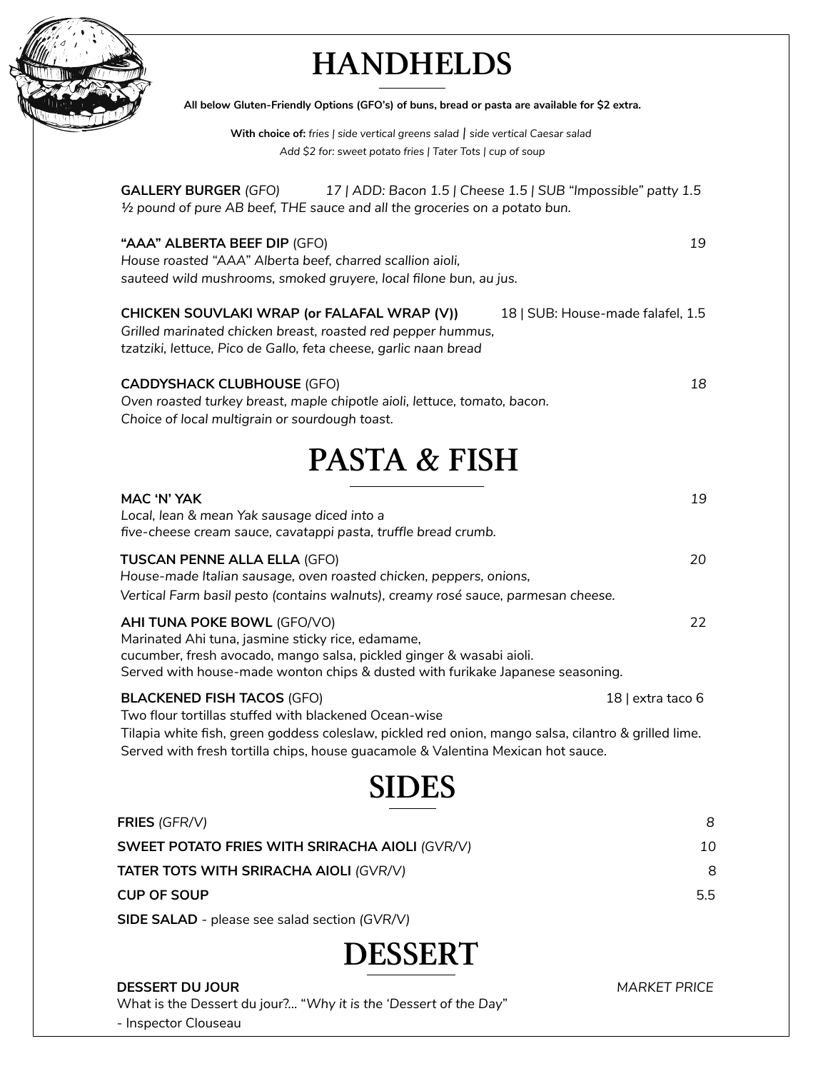# HANDHELDS

**All below Gluten-Friendly Options (GFO's) of buns, bread or pasta are available for $2 extra.**

**With choice of:** *fries | side vertical greens salad | side vertical Caesar salad*

*Add $2 for: sweet potato fries | Tater Tots | cup of soup*

**GALLERY BURGER** *(GFO)* *17 | ADD: Bacon 1.5 | Cheese 1.5 | SUB "Impossible" patty 1.5*
*½ pound of pure AB beef, THE sauce and all the groceries on a potato bun.*

**"AAA" ALBERTA BEEF DIP** (GFO) *19*
*House roasted "AAA" Alberta beef, charred scallion aioli,*
*sauteed wild mushrooms, smoked gruyere, local filone bun, au jus.*

**CHICKEN SOUVLAKI WRAP (or FALAFAL WRAP (V))** 18 | SUB: House-made falafel, 1.5
*Grilled marinated chicken breast, roasted red pepper hummus,*
*tzatziki, lettuce, Pico de Gallo, feta cheese, garlic naan bread*

**CADDYSHACK CLUBHOUSE** (GFO) *18*
*Oven roasted turkey breast, maple chipotle aioli, lettuce, tomato, bacon.*
*Choice of local multigrain or sourdough toast.*

# PASTA & FISH

**MAC 'N' YAK** *19*
*Local, lean & mean Yak sausage diced into a*
*five-cheese cream sauce, cavatappi pasta, truffle bread crumb.*

**TUSCAN PENNE ALLA ELLA** (GFO) *20*
*House-made Italian sausage, oven roasted chicken, peppers, onions,*
*Vertical Farm basil pesto (contains walnuts), creamy rosé sauce, parmesan cheese.*

**AHI TUNA POKE BOWL** (GFO/VO) 22
Marinated Ahi tuna, jasmine sticky rice, edamame,
cucumber, fresh avocado, mango salsa, pickled ginger & wasabi aioli.
Served with house-made wonton chips & dusted with furikake Japanese seasoning.

**BLACKENED FISH TACOS** (GFO) 18 | extra taco 6
Two flour tortillas stuffed with blackened Ocean-wise
Tilapia white fish, green goddess coleslaw, pickled red onion, mango salsa, cilantro & grilled lime.
Served with fresh tortilla chips, house guacamole & Valentina Mexican hot sauce.

# SIDES

**FRIES** *(GFR/V)* *8*

**SWEET POTATO FRIES WITH SRIRACHA AIOLI** *(GVR/V)* *10*

**TATER TOTS WITH SRIRACHA AIOLI** *(GVR/V)* 8

**CUP OF SOUP** 5.5

**SIDE SALAD** - please see salad section *(GVR/V)*

# DESSERT

**DESSERT DU JOUR** *MARKET PRICE*
What is the Dessert du jour?... "*Why it is the 'Dessert of the Day*"
- Inspector Clouseau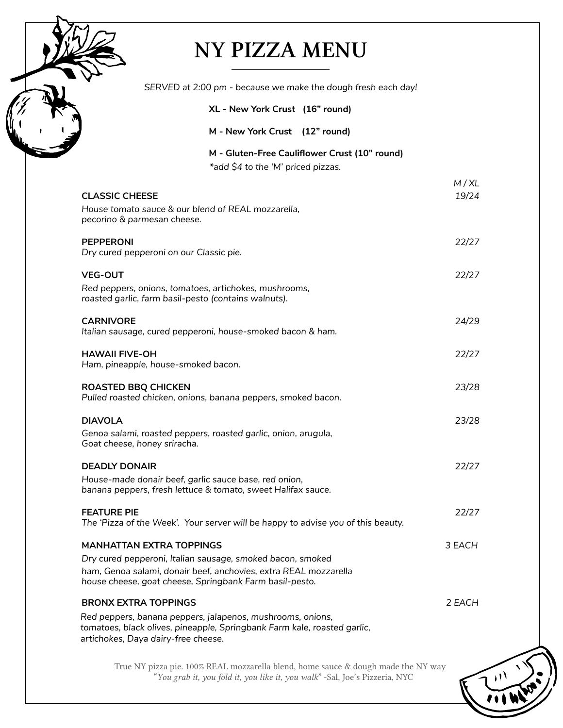# NY PIZZA MENU

*SERVED at 2:00 pm - because we make the dough fresh each day!*

**XL - New York Crust (16" round)**

**M - New York Crust (12" round)**

**M - Gluten-Free Cauliflower Crust (10" round)**
*\*add $4 to the 'M' priced pizzas.*

| | *M / XL* |
|---|---|
| **CLASSIC CHEESE**<br>*House tomato sauce & our blend of REAL mozzarella, pecorino & parmesan cheese.* | *19/24* |
| **PEPPERONI**<br>*Dry cured pepperoni on our Classic pie.* | *22/27* |
| **VEG-OUT**<br>*Red peppers, onions, tomatoes, artichokes, mushrooms, roasted garlic, farm basil-pesto (contains walnuts).* | *22/27* |
| **CARNIVORE**<br>*Italian sausage, cured pepperoni, house-smoked bacon & ham.* | *24/29* |
| **HAWAII FIVE-OH**<br>*Ham, pineapple, house-smoked bacon.* | *22/27* |
| **ROASTED BBQ CHICKEN**<br>*Pulled roasted chicken, onions, banana peppers, smoked bacon.* | *23/28* |
| **DIAVOLA**<br>*Genoa salami, roasted peppers, roasted garlic, onion, arugula, Goat cheese, honey sriracha.* | *23/28* |
| **DEADLY DONAIR**<br>*House-made donair beef, garlic sauce base, red onion, banana peppers, fresh lettuce & tomato, sweet Halifax sauce.* | *22/27* |
| **FEATURE PIE**<br>*The 'Pizza of the Week'. Your server will be happy to advise you of this beauty.* | *22/27* |
| **MANHATTAN EXTRA TOPPINGS**<br>*Dry cured pepperoni, Italian sausage, smoked bacon, smoked ham, Genoa salami, donair beef, anchovies, extra REAL mozzarella house cheese, goat cheese, Springbank Farm basil-pesto.* | *3 EACH* |
| **BRONX EXTRA TOPPINGS**<br>*Red peppers, banana peppers, jalapenos, mushrooms, onions, tomatoes, black olives, pineapple, Springbank Farm kale, roasted garlic, artichokes, Daya dairy-free cheese.* | *2 EACH* |

True NY pizza pie. 100% REAL mozzarella blend, home sauce & dough made the NY way
"*You grab it, you fold it, you like it, you walk*" -Sal, Joe's Pizzeria, NYC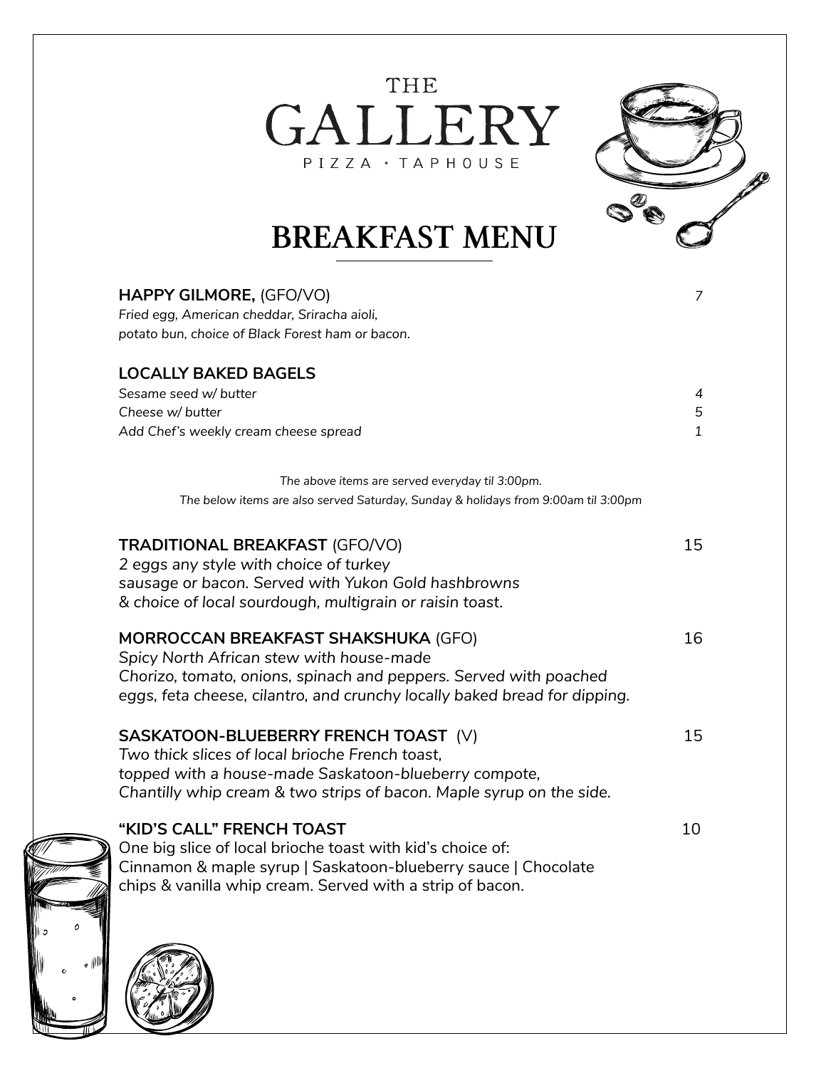THE

# GALLERY

PIZZA • TAPHOUSE

## BREAKFAST MENU

**HAPPY GILMORE,** (GFO/VO) *7*
*Fried egg, American cheddar, Sriracha aioli,*
*potato bun, choice of Black Forest ham or bacon.*

**LOCALLY BAKED BAGELS**

*Sesame seed w/ butter* *4*
*Cheese w/ butter* *5*
*Add Chef's weekly cream cheese spread* *1*

*The above items are served everyday til 3:00pm.*
*The below items are also served Saturday, Sunday & holidays from 9:00am til 3:00pm*

**TRADITIONAL BREAKFAST** (GFO/VO) 15
*2 eggs any style with choice of turkey*
*sausage or bacon. Served with Yukon Gold hashbrowns*
*& choice of local sourdough, multigrain or raisin toast.*

**MORROCCAN BREAKFAST SHAKSHUKA** (GFO) 16
*Spicy North African stew with house-made*
*Chorizo, tomato, onions, spinach and peppers. Served with poached*
*eggs, feta cheese, cilantro, and crunchy locally baked bread for dipping.*

**SASKATOON-BLUEBERRY FRENCH TOAST** (V) 15
*Two thick slices of local brioche French toast,*
*topped with a house-made Saskatoon-blueberry compote,*
*Chantilly whip cream & two strips of bacon. Maple syrup on the side.*

**"KID'S CALL" FRENCH TOAST** 10
One big slice of local brioche toast with kid's choice of:
Cinnamon & maple syrup | Saskatoon-blueberry sauce | Chocolate chips & vanilla whip cream. Served with a strip of bacon.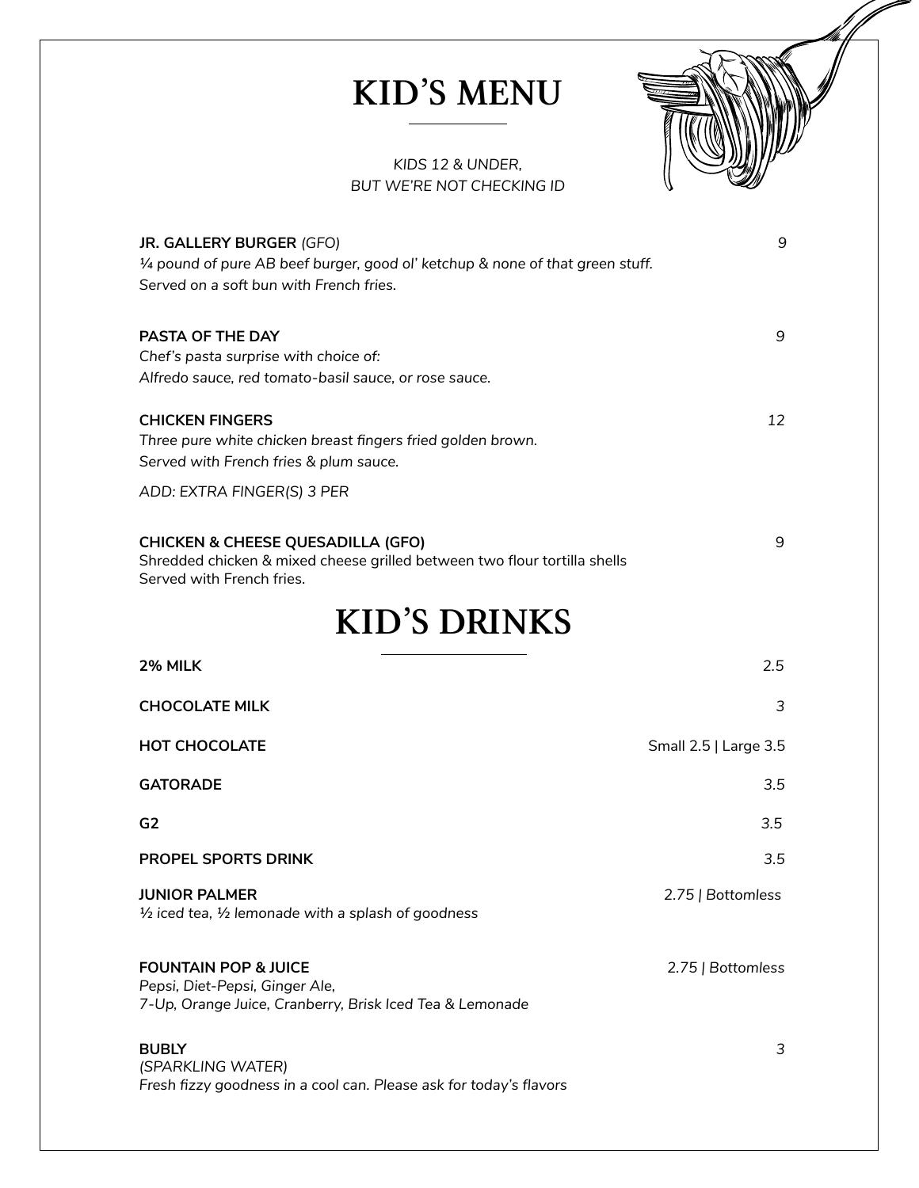# KID'S MENU

*KIDS 12 & UNDER,*
*BUT WE'RE NOT CHECKING ID*

**JR. GALLERY BURGER** *(GFO)* — 9
*¼ pound of pure AB beef burger, good ol' ketchup & none of that green stuff.*
*Served on a soft bun with French fries.*

**PASTA OF THE DAY** — 9
*Chef's pasta surprise with choice of:*
*Alfredo sauce, red tomato-basil sauce, or rose sauce.*

**CHICKEN FINGERS** — *12*
*Three pure white chicken breast fingers fried golden brown.*
*Served with French fries & plum sauce.*

*ADD: EXTRA FINGER(S) 3 PER*

**CHICKEN & CHEESE QUESADILLA (GFO)** — 9
Shredded chicken & mixed cheese grilled between two flour tortilla shells
Served with French fries.

# KID'S DRINKS

**2% MILK** — 2.5

**CHOCOLATE MILK** — *3*

**HOT CHOCOLATE** — Small 2.5 | Large 3.5

**GATORADE** — *3.5*

**G2** — *3.5*

**PROPEL SPORTS DRINK** — *3.5*

**JUNIOR PALMER** — *2.75 | Bottomless*
*½ iced tea, ½ lemonade with a splash of goodness*

**FOUNTAIN POP & JUICE** — *2.75 | Bottomless*
*Pepsi, Diet-Pepsi, Ginger Ale,*
*7-Up, Orange Juice, Cranberry, Brisk Iced Tea & Lemonade*

**BUBLY** — *3*
*(SPARKLING WATER)*
*Fresh fizzy goodness in a cool can. Please ask for today's flavors*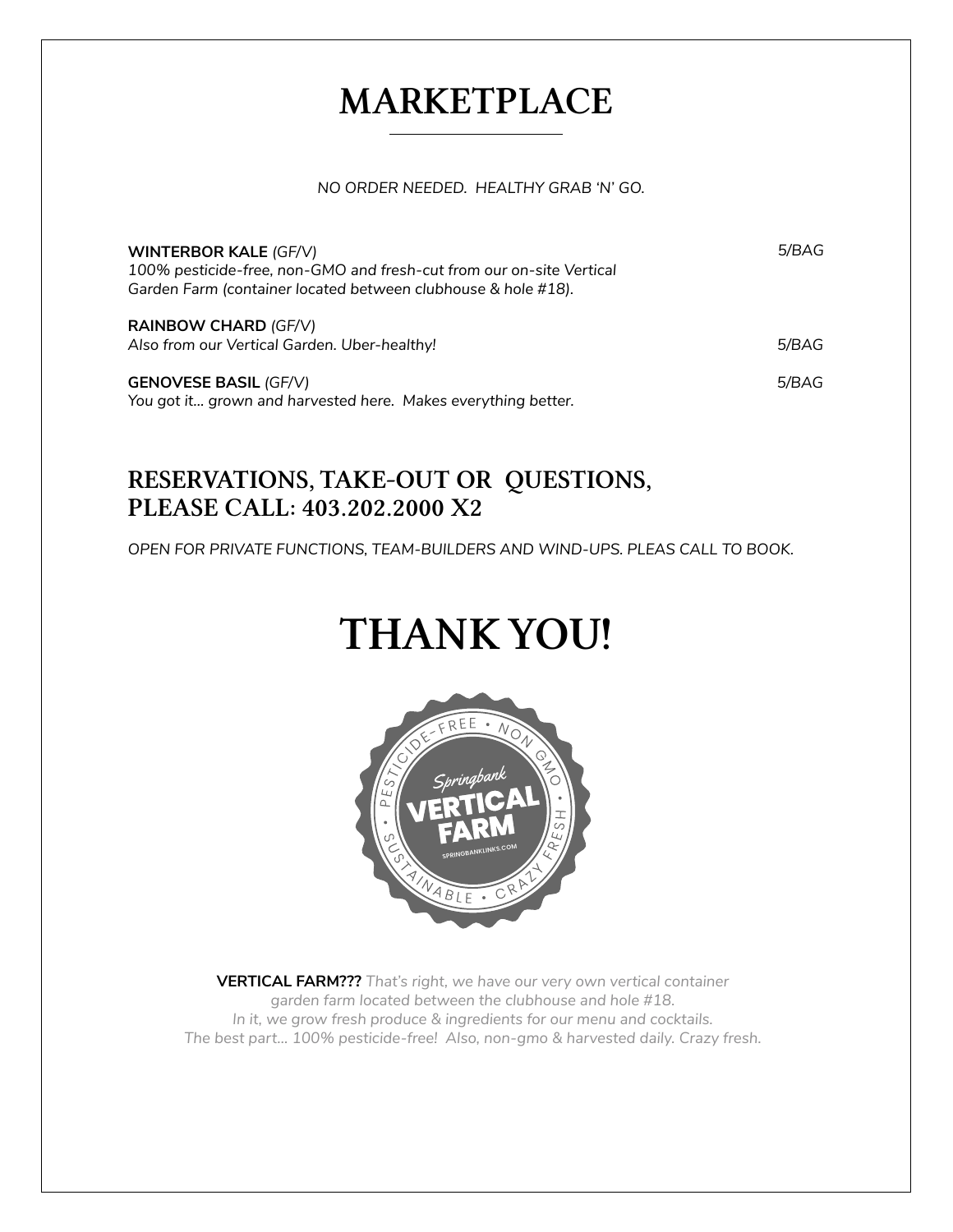# MARKETPLACE

*NO ORDER NEEDED. HEALTHY GRAB 'N' GO.*

**WINTERBOR KALE** *(GF/V)* — 5/BAG
*100% pesticide-free, non-GMO and fresh-cut from our on-site Vertical Garden Farm (container located between clubhouse & hole #18).*

**RAINBOW CHARD** *(GF/V)* — 5/BAG
*Also from our Vertical Garden. Uber-healthy!*

**GENOVESE BASIL** *(GF/V)* — 5/BAG
*You got it... grown and harvested here. Makes everything better.*

## RESERVATIONS, TAKE-OUT OR QUESTIONS, PLEASE CALL: 403.202.2000 X2

*OPEN FOR PRIVATE FUNCTIONS, TEAM-BUILDERS AND WIND-UPS. PLEAS CALL TO BOOK.*

# THANK YOU!

PESTICIDE-FREE • NON GMO • FRESH • CRAZY • SUSTAINABLE •

Springbank
VERTICAL FARM
SPRINGBANKLINKS.COM

**VERTICAL FARM???** *That's right, we have our very own vertical container garden farm located between the clubhouse and hole #18. In it, we grow fresh produce & ingredients for our menu and cocktails. The best part... 100% pesticide-free! Also, non-gmo & harvested daily. Crazy fresh.*